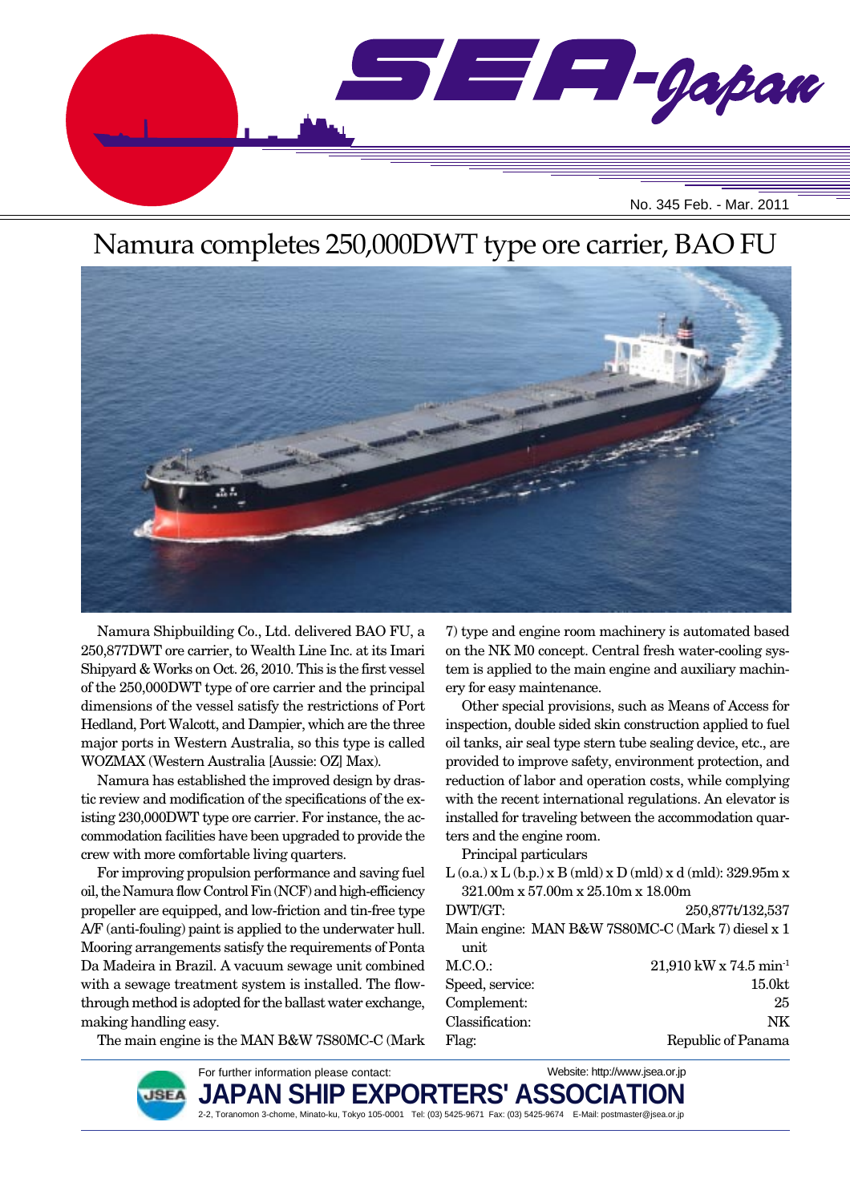# SEA-Japan

No. 345 Feb. - Mar. 2011

## Namura completes 250,000DWT type ore carrier, BAO FU

Namura Shipbuilding Co., Ltd. delivered BAO FU, a 250,877DWT ore carrier, to Wealth Line Inc. at its Imari Shipyard & Works on Oct. 26, 2010. This is the first vessel of the 250,000DWT type of ore carrier and the principal dimensions of the vessel satisfy the restrictions of Port Hedland, Port Walcott, and Dampier, which are the three major ports in Western Australia, so this type is called WOZMAX (Western Australia [Aussie: OZ] Max).

Namura has established the improved design by drastic review and modification of the specifications of the existing 230,000DWT type ore carrier. For instance, the accommodation facilities have been upgraded to provide the crew with more comfortable living quarters.

For improving propulsion performance and saving fuel oil, the Namura flow Control Fin (NCF) and high-efficiency propeller are equipped, and low-friction and tin-free type A/F (anti-fouling) paint is applied to the underwater hull. Mooring arrangements satisfy the requirements of Ponta Da Madeira in Brazil. A vacuum sewage unit combined with a sewage treatment system is installed. The flow-through method is adopted for the ballast water exchange, making handling easy.

The main engine is the MAN B&W 7S80MC-C (Mark 7) type and engine room machinery is automated based on the NK M0 concept. Central fresh water-cooling system is applied to the main engine and auxiliary machinery for easy maintenance.

Other special provisions, such as Means of Access for inspection, double sided skin construction applied to fuel oil tanks, air seal type stern tube sealing device, etc., are provided to improve safety, environment protection, and reduction of labor and operation costs, while complying with the recent international regulations. An elevator is installed for traveling between the accommodation quarters and the engine room.

Principal particulars

L (o.a.) x L (b.p.) x B (mld) x D (mld) x d (mld): 329.95m x 321.00m x 57.00m x 25.10m x 18.00m

| | |
|---|---|
| DWT/GT: | 250,877t/132,537 |
| Main engine: | MAN B&W 7S80MC-C (Mark 7) diesel x 1 unit |
| M.C.O.: | 21,910 kW x 74.5 min$^{-1}$ |
| Speed, service: | 15.0kt |
| Complement: | 25 |
| Classification: | NK |
| Flag: | Republic of Panama |

For further information please contact:
Website: http://www.jsea.or.jp

**JAPAN SHIP EXPORTERS' ASSOCIATION**

2-2, Toranomon 3-chome, Minato-ku, Tokyo 105-0001 Tel: (03) 5425-9671 Fax: (03) 5425-9674 E-Mail: postmaster@jsea.or.jp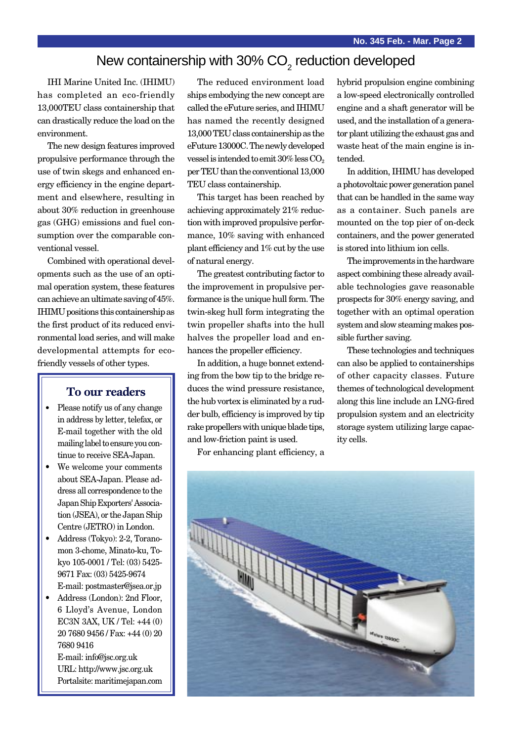# New containership with 30% $CO_2$ reduction developed

IHI Marine United Inc. (IHIMU) has completed an eco-friendly 13,000TEU class containership that can drastically reduce the load on the environment.

The new design features improved propulsive performance through the use of twin skegs and enhanced energy efficiency in the engine department and elsewhere, resulting in about 30% reduction in greenhouse gas (GHG) emissions and fuel consumption over the comparable conventional vessel.

Combined with operational developments such as the use of an optimal operation system, these features can achieve an ultimate saving of 45%. IHIMU positions this containership as the first product of its reduced environmental load series, and will make developmental attempts for eco-friendly vessels of other types.

The reduced environment load ships embodying the new concept are called the eFuture series, and IHIMU has named the recently designed 13,000 TEU class containership as the eFuture 13000C. The newly developed vessel is intended to emit 30% less $CO_2$ per TEU than the conventional 13,000 TEU class containership.

This target has been reached by achieving approximately 21% reduction with improved propulsive performance, 10% saving with enhanced plant efficiency and 1% cut by the use of natural energy.

The greatest contributing factor to the improvement in propulsive performance is the unique hull form. The twin-skeg hull form integrating the twin propeller shafts into the hull halves the propeller load and enhances the propeller efficiency.

In addition, a huge bonnet extending from the bow tip to the bridge reduces the wind pressure resistance, the hub vortex is eliminated by a rudder bulb, efficiency is improved by tip rake propellers with unique blade tips, and low-friction paint is used.

For enhancing plant efficiency, a hybrid propulsion engine combining a low-speed electronically controlled engine and a shaft generator will be used, and the installation of a generator plant utilizing the exhaust gas and waste heat of the main engine is intended.

In addition, IHIMU has developed a photovoltaic power generation panel that can be handled in the same way as a container. Such panels are mounted on the top pier of on-deck containers, and the power generated is stored into lithium ion cells.

The improvements in the hardware aspect combining these already available technologies gave reasonable prospects for 30% energy saving, and together with an optimal operation system and slow steaming makes possible further saving.

These technologies and techniques can also be applied to containerships of other capacity classes. Future themes of technological development along this line include an LNG-fired propulsion system and an electricity storage system utilizing large capacity cells.

## To our readers

- Please notify us of any change in address by letter, telefax, or E-mail together with the old mailing label to ensure you continue to receive SEA-Japan.
- We welcome your comments about SEA-Japan. Please address all correspondence to the Japan Ship Exporters' Association (JSEA), or the Japan Ship Centre (JETRO) in London.
- Address (Tokyo): 2-2, Toranomon 3-chome, Minato-ku, Tokyo 105-0001 / Tel: (03) 5425-9671 Fax: (03) 5425-9674  
  E-mail: postmaster@jsea.or.jp
- Address (London): 2nd Floor, 6 Lloyd's Avenue, London EC3N 3AX, UK / Tel: +44 (0) 20 7680 9456 / Fax: +44 (0) 20 7680 9416  
  E-mail: info@jsc.org.uk  
  URL: http://www.jsc.org.uk  
  Portalsite: maritimejapan.com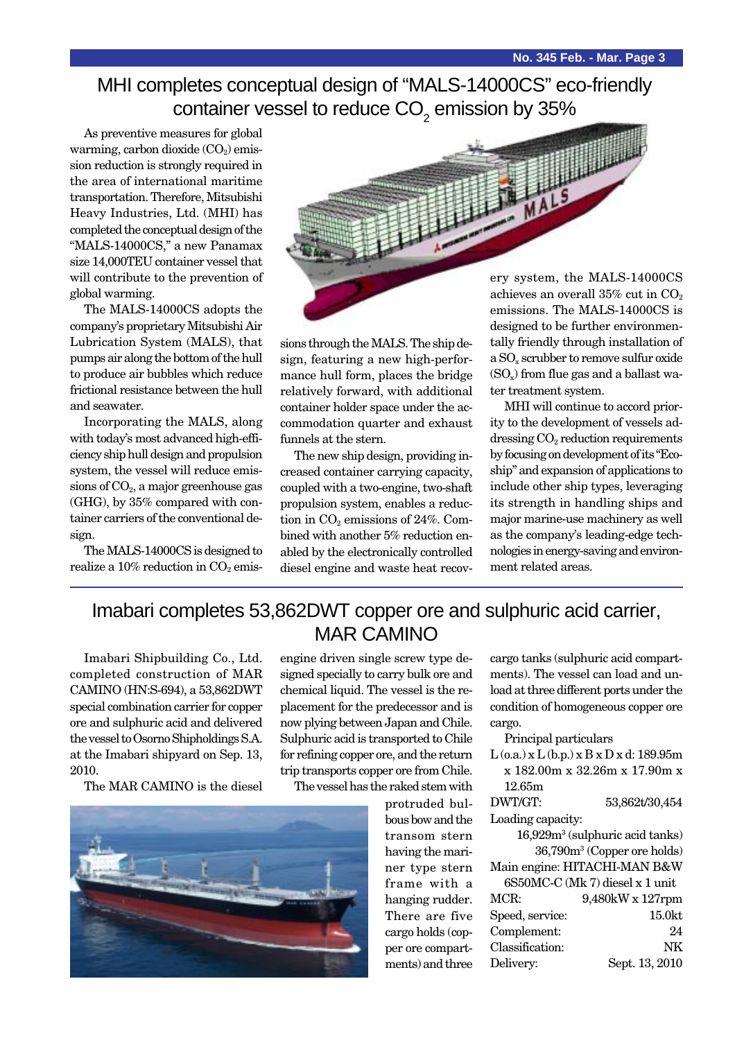# MHI completes conceptual design of "MALS-14000CS" eco-friendly container vessel to reduce $CO_2$ emission by 35%

As preventive measures for global warming, carbon dioxide ($CO_2$) emission reduction is strongly required in the area of international maritime transportation. Therefore, Mitsubishi Heavy Industries, Ltd. (MHI) has completed the conceptual design of the "MALS-14000CS," a new Panamax size 14,000TEU container vessel that will contribute to the prevention of global warming.

The MALS-14000CS adopts the company's proprietary Mitsubishi Air Lubrication System (MALS), that pumps air along the bottom of the hull to produce air bubbles which reduce frictional resistance between the hull and seawater.

Incorporating the MALS, along with today's most advanced high-efficiency ship hull design and propulsion system, the vessel will reduce emissions of $CO_2$, a major greenhouse gas (GHG), by 35% compared with container carriers of the conventional design.

The MALS-14000CS is designed to realize a 10% reduction in $CO_2$ emissions through the MALS. The ship design, featuring a new high-performance hull form, places the bridge relatively forward, with additional container holder space under the accommodation quarter and exhaust funnels at the stern.

The new ship design, providing increased container carrying capacity, coupled with a two-engine, two-shaft propulsion system, enables a reduction in $CO_2$ emissions of 24%. Combined with another 5% reduction enabled by the electronically controlled diesel engine and waste heat recovery system, the MALS-14000CS achieves an overall 35% cut in $CO_2$ emissions. The MALS-14000CS is designed to be further environmentally friendly through installation of a $SO_x$ scrubber to remove sulfur oxide ($SO_x$) from flue gas and a ballast water treatment system.

MHI will continue to accord priority to the development of vessels addressing $CO_2$ reduction requirements by focusing on development of its "Eco-ship" and expansion of applications to include other ship types, leveraging its strength in handling ships and major marine-use machinery as well as the company's leading-edge technologies in energy-saving and environment related areas.

# Imabari completes 53,862DWT copper ore and sulphuric acid carrier, MAR CAMINO

Imabari Shipbuilding Co., Ltd. completed construction of MAR CAMINO (HN:S-694), a 53,862DWT special combination carrier for copper ore and sulphuric acid and delivered the vessel to Osorno Shipholdings S.A. at the Imabari shipyard on Sep. 13, 2010.

The MAR CAMINO is the diesel engine driven single screw type designed specially to carry bulk ore and chemical liquid. The vessel is the replacement for the predecessor and is now plying between Japan and Chile. Sulphuric acid is transported to Chile for refining copper ore, and the return trip transports copper ore from Chile.

The vessel has the raked stem with protruded bulbous bow and the transom stern having the mariner type stern frame with a hanging rudder. There are five cargo holds (copper ore compartments) and three cargo tanks (sulphuric acid compartments). The vessel can load and unload at three different ports under the condition of homogeneous copper ore cargo.

Principal particulars

L (o.a.) x L (b.p.) x B x D x d: 189.95m x 182.00m x 32.26m x 17.90m x 12.65m

| | |
|---|---|
| DWT/GT: | 53,862t/30,454 |
| Loading capacity: | |
| | 16,929m³ (sulphuric acid tanks) |
| | 36,790m³ (Copper ore holds) |
| Main engine: | HITACHI-MAN B&W 6S50MC-C (Mk 7) diesel x 1 unit |
| MCR: | 9,480kW x 127rpm |
| Speed, service: | 15.0kt |
| Complement: | 24 |
| Classification: | NK |
| Delivery: | Sept. 13, 2010 |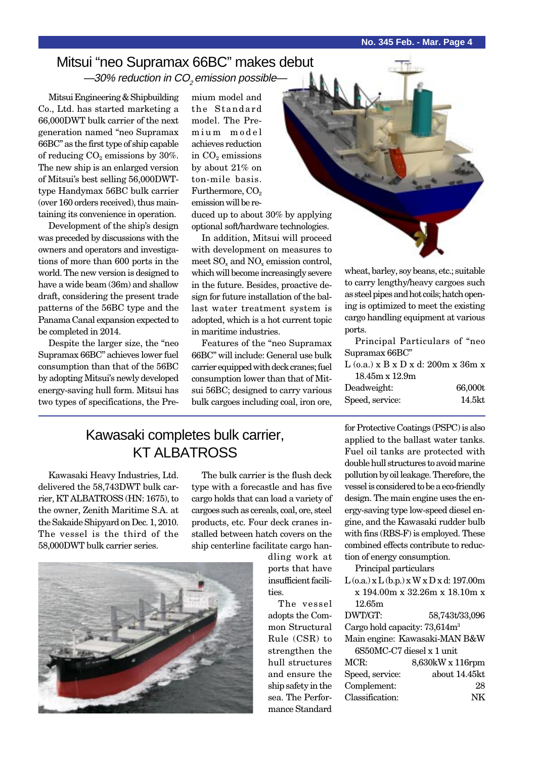## Mitsui "neo Supramax 66BC" makes debut

*—30% reduction in $CO_2$ emission possible—*

Mitsui Engineering & Shipbuilding Co., Ltd. has started marketing a 66,000DWT bulk carrier of the next generation named "neo Supramax 66BC" as the first type of ship capable of reducing $CO_2$ emissions by 30%. The new ship is an enlarged version of Mitsui's best selling 56,000DWT-type Handymax 56BC bulk carrier (over 160 orders received), thus maintaining its convenience in operation.

Development of the ship's design was preceded by discussions with the owners and operators and investigations of more than 600 ports in the world. The new version is designed to have a wide beam (36m) and shallow draft, considering the present trade patterns of the 56BC type and the Panama Canal expansion expected to be completed in 2014.

Despite the larger size, the "neo Supramax 66BC" achieves lower fuel consumption than that of the 56BC by adopting Mitsui's newly developed energy-saving hull form. Mitsui has two types of specifications, the Premium model and the Standard model. The Premium model achieves reduction in $CO_2$ emissions by about 21% on ton-mile basis. Furthermore, $CO_2$ emission will be reduced up to about 30% by applying optional soft/hardware technologies.

In addition, Mitsui will proceed with development on measures to meet $SO_x$ and $NO_x$ emission control, which will become increasingly severe in the future. Besides, proactive design for future installation of the ballast water treatment system is adopted, which is a hot current topic in maritime industries.

Features of the "neo Supramax 66BC" will include: General use bulk carrier equipped with deck cranes; fuel consumption lower than that of Mitsui 56BC; designed to carry various bulk cargoes including coal, iron ore, wheat, barley, soy beans, etc.; suitable to carry lengthy/heavy cargoes such as steel pipes and hot coils; hatch opening is optimized to meet the existing cargo handling equipment at various ports.

Principal Particulars of "neo Supramax 66BC"

L (o.a.) x B x D x d: 200m x 36m x 18.45m x 12.9m

| | |
|---|---|
| Deadweight: | 66,000t |
| Speed, service: | 14.5kt |

## Kawasaki completes bulk carrier, KT ALBATROSS

Kawasaki Heavy Industries, Ltd. delivered the 58,743DWT bulk carrier, KT ALBATROSS (HN: 1675), to the owner, Zenith Maritime S.A. at the Sakaide Shipyard on Dec. 1, 2010. The vessel is the third of the 58,000DWT bulk carrier series.

The bulk carrier is the flush deck type with a forecastle and has five cargo holds that can load a variety of cargoes such as cereals, coal, ore, steel products, etc. Four deck cranes installed between hatch covers on the ship centerline facilitate cargo handling work at ports that have insufficient facilities.

The vessel adopts the Common Structural Rule (CSR) to strengthen the hull structures and ensure the ship safety in the sea. The Performance Standard for Protective Coatings (PSPC) is also applied to the ballast water tanks. Fuel oil tanks are protected with double hull structures to avoid marine pollution by oil leakage. Therefore, the vessel is considered to be a eco-friendly design. The main engine uses the energy-saving type low-speed diesel engine, and the Kawasaki rudder bulb with fins (RBS-F) is employed. These combined effects contribute to reduction of energy consumption.

Principal particulars

L (o.a.) x L (b.p.) x W x D x d: 197.00m x 194.00m x 32.26m x 18.10m x 12.65m

| | |
|---|---|
| DWT/GT: | 58,743t/33,096 |
| Cargo hold capacity: | $73,614m^3$ |
| Main engine: | Kawasaki-MAN B&W 6S50MC-C7 diesel x 1 unit |
| MCR: | 8,630kW x 116rpm |
| Speed, service: | about 14.45kt |
| Complement: | 28 |
| Classification: | NK |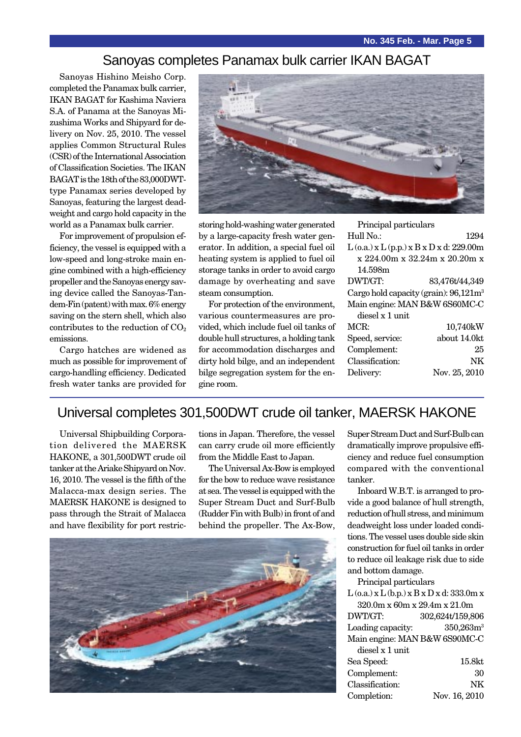## Sanoyas completes Panamax bulk carrier IKAN BAGAT

Sanoyas Hishino Meisho Corp. completed the Panamax bulk carrier, IKAN BAGAT for Kashima Naviera S.A. of Panama at the Sanoyas Mizushima Works and Shipyard for delivery on Nov. 25, 2010. The vessel applies Common Structural Rules (CSR) of the International Association of Classification Societies. The IKAN BAGAT is the 18th of the 83,000DWT-type Panamax series developed by Sanoyas, featuring the largest deadweight and cargo hold capacity in the world as a Panamax bulk carrier.

For improvement of propulsion efficiency, the vessel is equipped with a low-speed and long-stroke main engine combined with a high-efficiency propeller and the Sanoyas energy saving device called the Sanoyas-Tandem-Fin (patent) with max. 6% energy saving on the stern shell, which also contributes to the reduction of $CO_2$ emissions.

Cargo hatches are widened as much as possible for improvement of cargo-handling efficiency. Dedicated fresh water tanks are provided for storing hold-washing water generated by a large-capacity fresh water generator. In addition, a special fuel oil heating system is applied to fuel oil storage tanks in order to avoid cargo damage by overheating and save steam consumption.

For protection of the environment, various countermeasures are provided, which include fuel oil tanks of double hull structures, a holding tank for accommodation discharges and dirty hold bilge, and an independent bilge segregation system for the engine room.

Principal particulars

Hull No.: 1294
L (o.a.) x L (p.p.) x B x D x d: 229.00m x 224.00m x 32.24m x 20.20m x 14.598m
DWT/GT: 83,476t/44,349
Cargo hold capacity (grain): 96,121m³
Main engine: MAN B&W 6S60MC-C diesel x 1 unit
MCR: 10,740kW
Speed, service: about 14.0kt
Complement: 25
Classification: NK
Delivery: Nov. 25, 2010

## Universal completes 301,500DWT crude oil tanker, MAERSK HAKONE

Universal Shipbuilding Corporation delivered the MAERSK HAKONE, a 301,500DWT crude oil tanker at the Ariake Shipyard on Nov. 16, 2010. The vessel is the fifth of the Malacca-max design series. The MAERSK HAKONE is designed to pass through the Strait of Malacca and have flexibility for port restrictions in Japan. Therefore, the vessel can carry crude oil more efficiently from the Middle East to Japan.

The Universal Ax-Bow is employed for the bow to reduce wave resistance at sea. The vessel is equipped with the Super Stream Duct and Surf-Bulb (Rudder Fin with Bulb) in front of and behind the propeller. The Ax-Bow, Super Stream Duct and Surf-Bulb can dramatically improve propulsive efficiency and reduce fuel consumption compared with the conventional tanker.

Inboard W.B.T. is arranged to provide a good balance of hull strength, reduction of hull stress, and minimum deadweight loss under loaded conditions. The vessel uses double side skin construction for fuel oil tanks in order to reduce oil leakage risk due to side and bottom damage.

Principal particulars

L (o.a.) x L (b.p.) x B x D x d: 333.0m x 320.0m x 60m x 29.4m x 21.0m
DWT/GT: 302,624t/159,806
Loading capacity: 350,263m³
Main engine: MAN B&W 6S90MC-C diesel x 1 unit
Sea Speed: 15.8kt
Complement: 30
Classification: NK
Completion: Nov. 16, 2010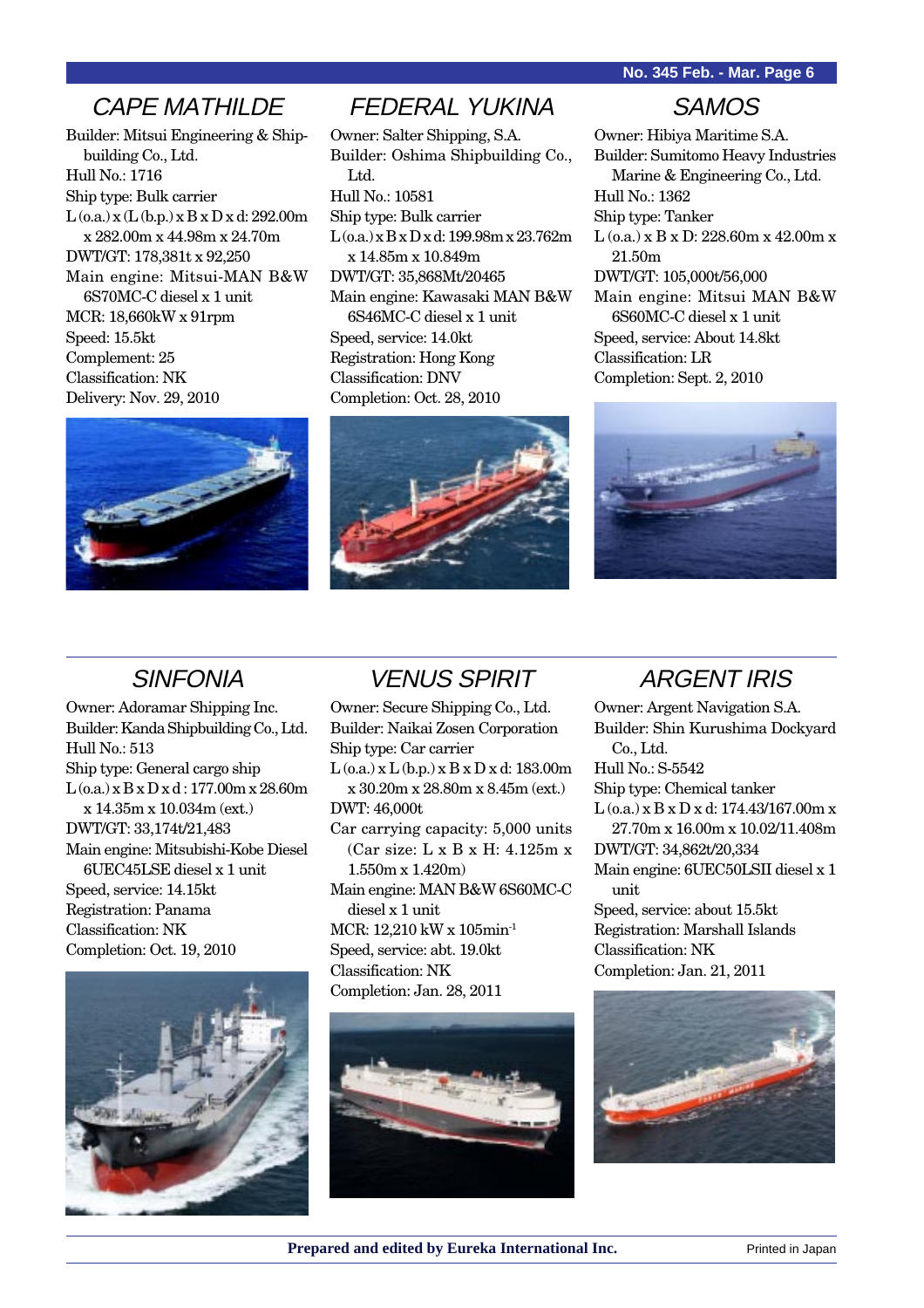## CAPE MATHILDE

Builder: Mitsui Engineering & Shipbuilding Co., Ltd.
Hull No.: 1716
Ship type: Bulk carrier
L (o.a.) x (L (b.p.) x B x D x d: 292.00m x 282.00m x 44.98m x 24.70m
DWT/GT: 178,381t x 92,250
Main engine: Mitsui-MAN B&W 6S70MC-C diesel x 1 unit
MCR: 18,660kW x 91rpm
Speed: 15.5kt
Complement: 25
Classification: NK
Delivery: Nov. 29, 2010

## FEDERAL YUKINA

Owner: Salter Shipping, S.A.
Builder: Oshima Shipbuilding Co., Ltd.
Hull No.: 10581
Ship type: Bulk carrier
L (o.a.) x B x D x d: 199.98m x 23.762m x 14.85m x 10.849m
DWT/GT: 35,868Mt/20465
Main engine: Kawasaki MAN B&W 6S46MC-C diesel x 1 unit
Speed, service: 14.0kt
Registration: Hong Kong
Classification: DNV
Completion: Oct. 28, 2010

## SAMOS

Owner: Hibiya Maritime S.A.
Builder: Sumitomo Heavy Industries Marine & Engineering Co., Ltd.
Hull No.: 1362
Ship type: Tanker
L (o.a.) x B x D: 228.60m x 42.00m x 21.50m
DWT/GT: 105,000t/56,000
Main engine: Mitsui MAN B&W 6S60MC-C diesel x 1 unit
Speed, service: About 14.8kt
Classification: LR
Completion: Sept. 2, 2010

## SINFONIA

Owner: Adoramar Shipping Inc.
Builder: Kanda Shipbuilding Co., Ltd.
Hull No.: 513
Ship type: General cargo ship
L (o.a.) x B x D x d : 177.00m x 28.60m x 14.35m x 10.034m (ext.)
DWT/GT: 33,174t/21,483
Main engine: Mitsubishi-Kobe Diesel 6UEC45LSE diesel x 1 unit
Speed, service: 14.15kt
Registration: Panama
Classification: NK
Completion: Oct. 19, 2010

## VENUS SPIRIT

Owner: Secure Shipping Co., Ltd.
Builder: Naikai Zosen Corporation
Ship type: Car carrier
L (o.a.) x L (b.p.) x B x D x d: 183.00m x 30.20m x 28.80m x 8.45m (ext.)
DWT: 46,000t
Car carrying capacity: 5,000 units (Car size: L x B x H: 4.125m x 1.550m x 1.420m)
Main engine: MAN B&W 6S60MC-C diesel x 1 unit
MCR: 12,210 kW x 105min$^{-1}$
Speed, service: abt. 19.0kt
Classification: NK
Completion: Jan. 28, 2011

## ARGENT IRIS

Owner: Argent Navigation S.A.
Builder: Shin Kurushima Dockyard Co., Ltd.
Hull No.: S-5542
Ship type: Chemical tanker
L (o.a.) x B x D x d: 174.43/167.00m x 27.70m x 16.00m x 10.02/11.408m
DWT/GT: 34,862t/20,334
Main engine: 6UEC50LSII diesel x 1 unit
Speed, service: about 15.5kt
Registration: Marshall Islands
Classification: NK
Completion: Jan. 21, 2011

**Prepared and edited by Eureka International Inc.**

Printed in Japan